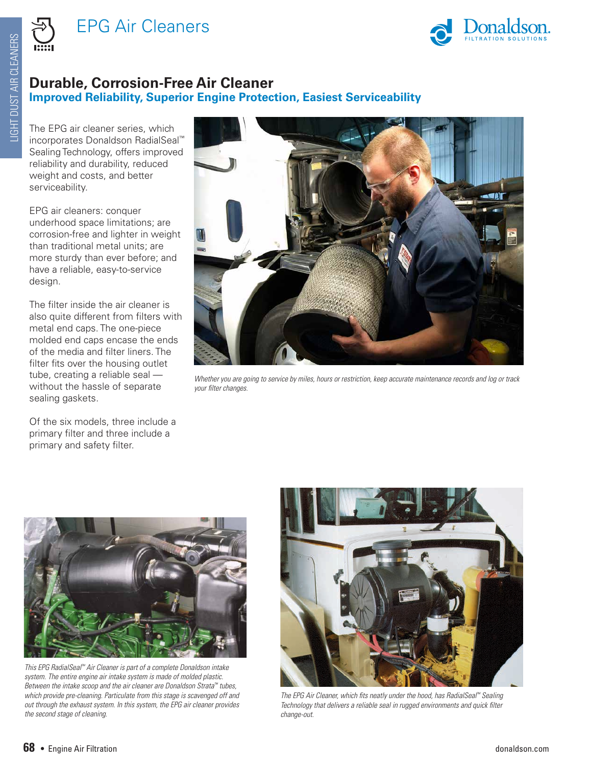# EPG Air Cleaners

## Durable, Corrosion-Free Air Cleaner

### Improved Reliability, Superior Engine Protection, Easiest Serviceability

The EPG air cleaner series, which incorporates Donaldson RadialSeal™ Sealing Technology, offers improved reliability and durability, reduced weight and costs, and better serviceability.

EPG air cleaners: conquer underhood space limitations; are corrosion-free and lighter in weight than traditional metal units; are more sturdy than ever before; and have a reliable, easy-to-service design.

The filter inside the air cleaner is also quite different from filters with metal end caps. The one-piece molded end caps encase the ends of the media and filter liners. The filter fits over the housing outlet tube, creating a reliable seal — without the hassle of separate sealing gaskets.

Of the six models, three include a primary filter and three include a primary and safety filter.

*Whether you are going to service by miles, hours or restriction, keep accurate maintenance records and log or track your filter changes.*

*This EPG RadialSeal™ Air Cleaner is part of a complete Donaldson intake system. The entire engine air intake system is made of molded plastic. Between the intake scoop and the air cleaner are Donaldson Strata™ tubes, which provide pre-cleaning. Particulate from this stage is scavenged off and out through the exhaust system. In this system, the EPG air cleaner provides the second stage of cleaning.*

*The EPG Air Cleaner, which fits neatly under the hood, has RadialSeal™ Sealing Technology that delivers a reliable seal in rugged environments and quick filter change-out.*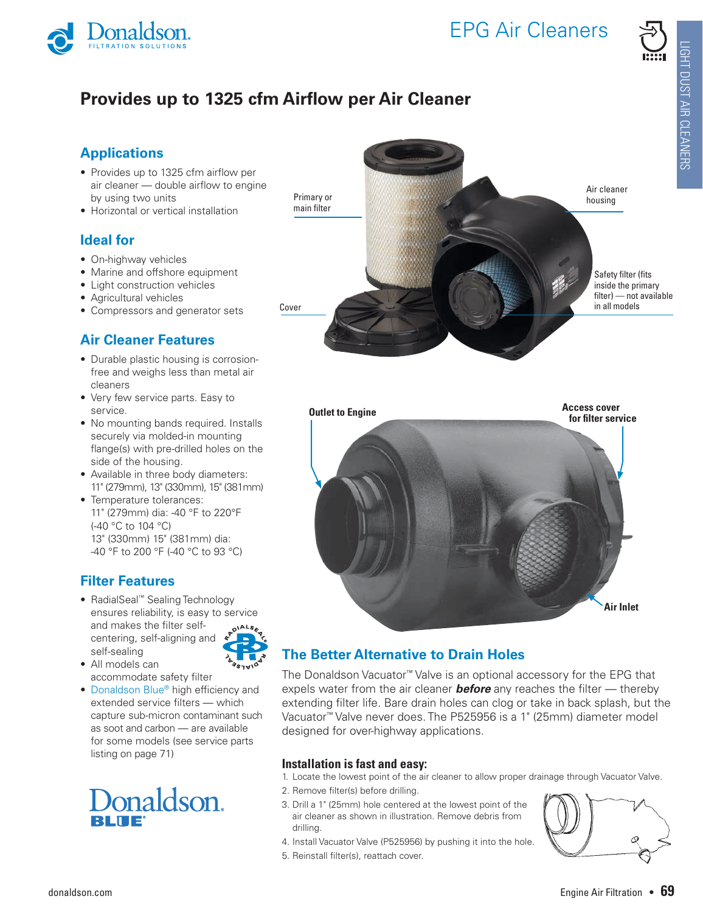# EPG Air Cleaners

## Provides up to 1325 cfm Airflow per Air Cleaner

### Applications

- Provides up to 1325 cfm airflow per air cleaner — double airflow to engine by using two units
- Horizontal or vertical installation

### Ideal for

- On-highway vehicles
- Marine and offshore equipment
- Light construction vehicles
- Agricultural vehicles
- Compressors and generator sets

### Air Cleaner Features

- Durable plastic housing is corrosion-free and weighs less than metal air cleaners
- Very few service parts. Easy to service.
- No mounting bands required. Installs securely via molded-in mounting flange(s) with pre-drilled holes on the side of the housing.
- Available in three body diameters: 11" (279mm), 13" (330mm), 15" (381mm)
- Temperature tolerances:
  11" (279mm) dia: -40 °F to 220°F (-40 °C to 104 °C)
  13" (330mm) 15" (381mm) dia: -40 °F to 200 °F (-40 °C to 93 °C)

### Filter Features

- RadialSeal™ Sealing Technology ensures reliability, is easy to service and makes the filter self-centering, self-aligning and self-sealing
- All models can accommodate safety filter
- Donaldson Blue® high efficiency and extended service filters — which capture sub-micron contaminant such as soot and carbon — are available for some models (see service parts listing on page 71)

Primary or main filter

Air cleaner housing

Safety filter (fits inside the primary filter) — not available in all models

Cover

Outlet to Engine

Access cover for filter service

Air Inlet

### The Better Alternative to Drain Holes

The Donaldson Vacuator™ Valve is an optional accessory for the EPG that expels water from the air cleaner ***before*** any reaches the filter — thereby extending filter life. Bare drain holes can clog or take in back splash, but the Vacuator™ Valve never does. The P525956 is a 1" (25mm) diameter model designed for over-highway applications.

#### Installation is fast and easy:

1. Locate the lowest point of the air cleaner to allow proper drainage through Vacuator Valve.
2. Remove filter(s) before drilling.
3. Drill a 1" (25mm) hole centered at the lowest point of the air cleaner as shown in illustration. Remove debris from drilling.
4. Install Vacuator Valve (P525956) by pushing it into the hole.
5. Reinstall filter(s), reattach cover.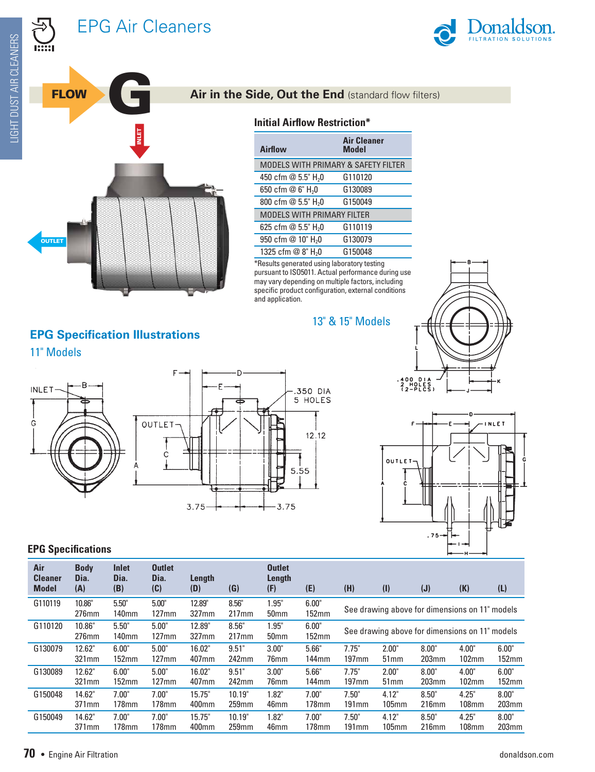# EPG Air Cleaners

## FLOW G — Air in the Side, Out the End (standard flow filters)

### Initial Airflow Restriction*

| Airflow | Air Cleaner Model |
|---|---|
| MODELS WITH PRIMARY & SAFETY FILTER | |
| 450 cfm @ 5.5" $H_2O$ | G110120 |
| 650 cfm @ 6" $H_2O$ | G130089 |
| 800 cfm @ 5.5" $H_2O$ | G150049 |
| MODELS WITH PRIMARY FILTER | |
| 625 cfm @ 5.5" $H_2O$ | G110119 |
| 950 cfm @ 10" $H_2O$ | G130079 |
| 1325 cfm @ 8" $H_2O$ | G150048 |

*Results generated using laboratory testing pursuant to ISO5011. Actual performance during use may vary depending on multiple factors, including specific product configuration, external conditions and application.

## EPG Specification Illustrations

### 11" Models

INLET, OUTLET, .350 DIA 5 HOLES, 12.12, 5.55, 3.75, 3.75

### 13" & 15" Models

.400 DIA 2 HOLES (2-PLCS), INLET, OUTLET, .75

### EPG Specifications

| Air Cleaner Model | Body Dia. (A) | Inlet Dia. (B) | Outlet Dia. (C) | Length (D) | (G) | Outlet Length (F) | (E) | (H) | (I) | (J) | (K) | (L) |
|---|---|---|---|---|---|---|---|---|---|---|---|---|
| G110119 | 10.86" 276mm | 5.50" 140mm | 5.00" 127mm | 12.89" 327mm | 8.56" 217mm | 1.95" 50mm | 6.00" 152mm | See drawing above for dimensions on 11" models | | | | |
| G110120 | 10.86" 276mm | 5.50" 140mm | 5.00" 127mm | 12.89" 327mm | 8.56" 217mm | 1.95" 50mm | 6.00" 152mm | See drawing above for dimensions on 11" models | | | | |
| G130079 | 12.62" 321mm | 6.00" 152mm | 5.00" 127mm | 16.02" 407mm | 9.51" 242mm | 3.00" 76mm | 5.66" 144mm | 7.75" 197mm | 2.00" 51mm | 8.00" 203mm | 4.00" 102mm | 6.00" 152mm |
| G130089 | 12.62" 321mm | 6.00" 152mm | 5.00" 127mm | 16.02" 407mm | 9.51" 242mm | 3.00" 76mm | 5.66" 144mm | 7.75" 197mm | 2.00" 51mm | 8.00" 203mm | 4.00" 102mm | 6.00" 152mm |
| G150048 | 14.62" 371mm | 7.00" 178mm | 7.00" 178mm | 15.75" 400mm | 10.19" 259mm | 1.82" 46mm | 7.00" 178mm | 7.50" 191mm | 4.12" 105mm | 8.50" 216mm | 4.25" 108mm | 8.00" 203mm |
| G150049 | 14.62" 371mm | 7.00" 178mm | 7.00" 178mm | 15.75" 400mm | 10.19" 259mm | 1.82" 46mm | 7.00" 178mm | 7.50" 191mm | 4.12" 105mm | 8.50" 216mm | 4.25" 108mm | 8.00" 203mm |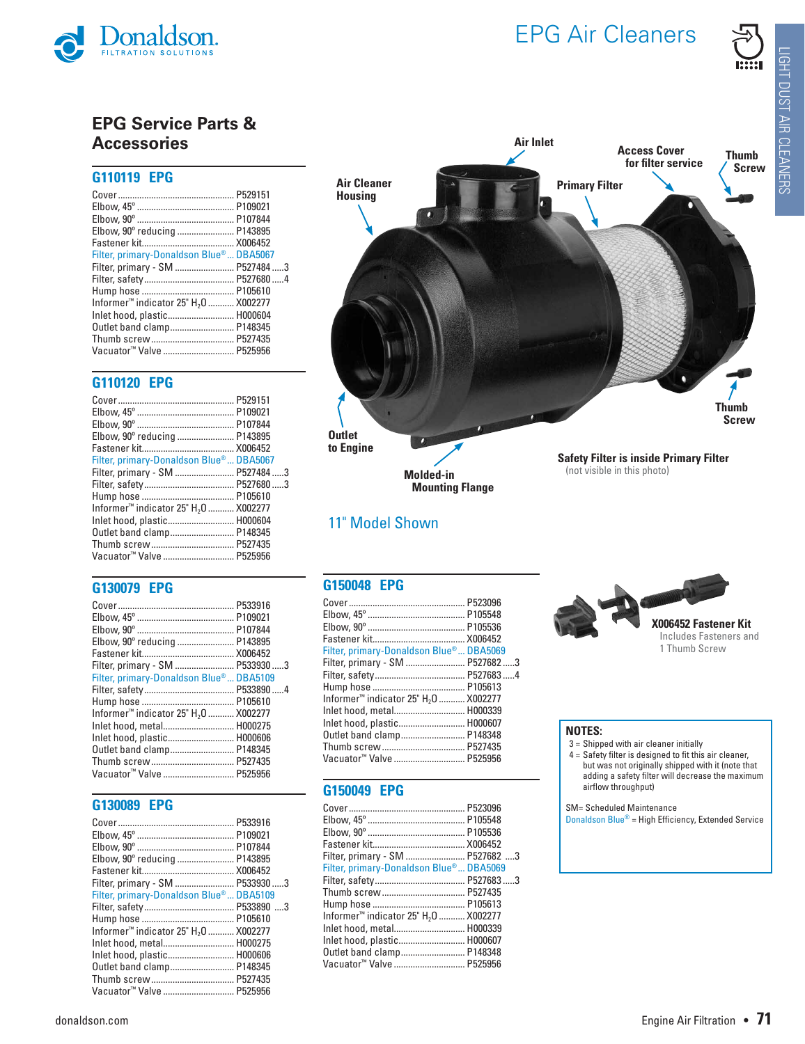# EPG Air Cleaners

## EPG Service Parts & Accessories

### G110119 EPG

| Part | Part Number | Note |
|---|---|---|
| Cover | P529151 | |
| Elbow, 45° | P109021 | |
| Elbow, 90° | P107844 | |
| Elbow, 90° reducing | P143895 | |
| Fastener kit | X006452 | |
| Filter, primary-Donaldson Blue® | DBA5067 | |
| Filter, primary - SM | P527484 | 3 |
| Filter, safety | P527680 | 4 |
| Hump hose | P105610 | |
| Informer™ indicator 25" $H_2O$ | X002277 | |
| Inlet hood, plastic | H000604 | |
| Outlet band clamp | P148345 | |
| Thumb screw | P527435 | |
| Vacuator™ Valve | P525956 | |

### G110120 EPG

| Part | Part Number | Note |
|---|---|---|
| Cover | P529151 | |
| Elbow, 45° | P109021 | |
| Elbow, 90° | P107844 | |
| Elbow, 90° reducing | P143895 | |
| Fastener kit | X006452 | |
| Filter, primary-Donaldson Blue® | DBA5067 | |
| Filter, primary - SM | P527484 | 3 |
| Filter, safety | P527680 | 3 |
| Hump hose | P105610 | |
| Informer™ indicator 25" $H_2O$ | X002277 | |
| Inlet hood, plastic | H000604 | |
| Outlet band clamp | P148345 | |
| Thumb screw | P527435 | |
| Vacuator™ Valve | P525956 | |

### G130079 EPG

| Part | Part Number | Note |
|---|---|---|
| Cover | P533916 | |
| Elbow, 45° | P109021 | |
| Elbow, 90° | P107844 | |
| Elbow, 90° reducing | P143895 | |
| Fastener kit | X006452 | |
| Filter, primary - SM | P533930 | 3 |
| Filter, primary-Donaldson Blue® | DBA5109 | |
| Filter, safety | P533890 | 4 |
| Hump hose | P105610 | |
| Informer™ indicator 25" $H_2O$ | X002277 | |
| Inlet hood, metal | H000275 | |
| Inlet hood, plastic | H000606 | |
| Outlet band clamp | P148345 | |
| Thumb screw | P527435 | |
| Vacuator™ Valve | P525956 | |

### G130089 EPG

| Part | Part Number | Note |
|---|---|---|
| Cover | P533916 | |
| Elbow, 45° | P109021 | |
| Elbow, 90° | P107844 | |
| Elbow, 90° reducing | P143895 | |
| Fastener kit | X006452 | |
| Filter, primary - SM | P533930 | 3 |
| Filter, primary-Donaldson Blue® | DBA5109 | |
| Filter, safety | P533890 | 3 |
| Hump hose | P105610 | |
| Informer™ indicator 25" $H_2O$ | X002277 | |
| Inlet hood, metal | H000275 | |
| Inlet hood, plastic | H000606 | |
| Outlet band clamp | P148345 | |
| Thumb screw | P527435 | |
| Vacuator™ Valve | P525956 | |

Air Inlet · Access Cover for filter service · Thumb Screw · Air Cleaner Housing · Primary Filter · Outlet to Engine · Molded-in Mounting Flange · Thumb Screw

**Safety Filter is inside Primary Filter** (not visible in this photo)

11" Model Shown

### G150048 EPG

| Part | Part Number | Note |
|---|---|---|
| Cover | P523096 | |
| Elbow, 45° | P105548 | |
| Elbow, 90° | P105536 | |
| Fastener kit | X006452 | |
| Filter, primary-Donaldson Blue® | DBA5069 | |
| Filter, primary - SM | P527682 | 3 |
| Filter, safety | P527683 | 4 |
| Hump hose | P105613 | |
| Informer™ indicator 25" $H_2O$ | X002277 | |
| Inlet hood, metal | H000339 | |
| Inlet hood, plastic | H000607 | |
| Outlet band clamp | P148348 | |
| Thumb screw | P527435 | |
| Vacuator™ Valve | P525956 | |

### G150049 EPG

| Part | Part Number | Note |
|---|---|---|
| Cover | P523096 | |
| Elbow, 45° | P105548 | |
| Elbow, 90° | P105536 | |
| Fastener kit | X006452 | |
| Filter, primary - SM | P527682 | 3 |
| Filter, primary-Donaldson Blue® | DBA5069 | |
| Filter, safety | P527683 | 3 |
| Thumb screw | P527435 | |
| Hump hose | P105613 | |
| Informer™ indicator 25" $H_2O$ | X002277 | |
| Inlet hood, metal | H000339 | |
| Inlet hood, plastic | H000607 | |
| Outlet band clamp | P148348 | |
| Vacuator™ Valve | P525956 | |

**X006452 Fastener Kit**
Includes Fasteners and 1 Thumb Screw

**NOTES:**

3 = Shipped with air cleaner initially
4 = Safety filter is designed to fit this air cleaner, but was not originally shipped with it (note that adding a safety filter will decrease the maximum airflow throughput)

SM= Scheduled Maintenance
Donaldson Blue® = High Efficiency, Extended Service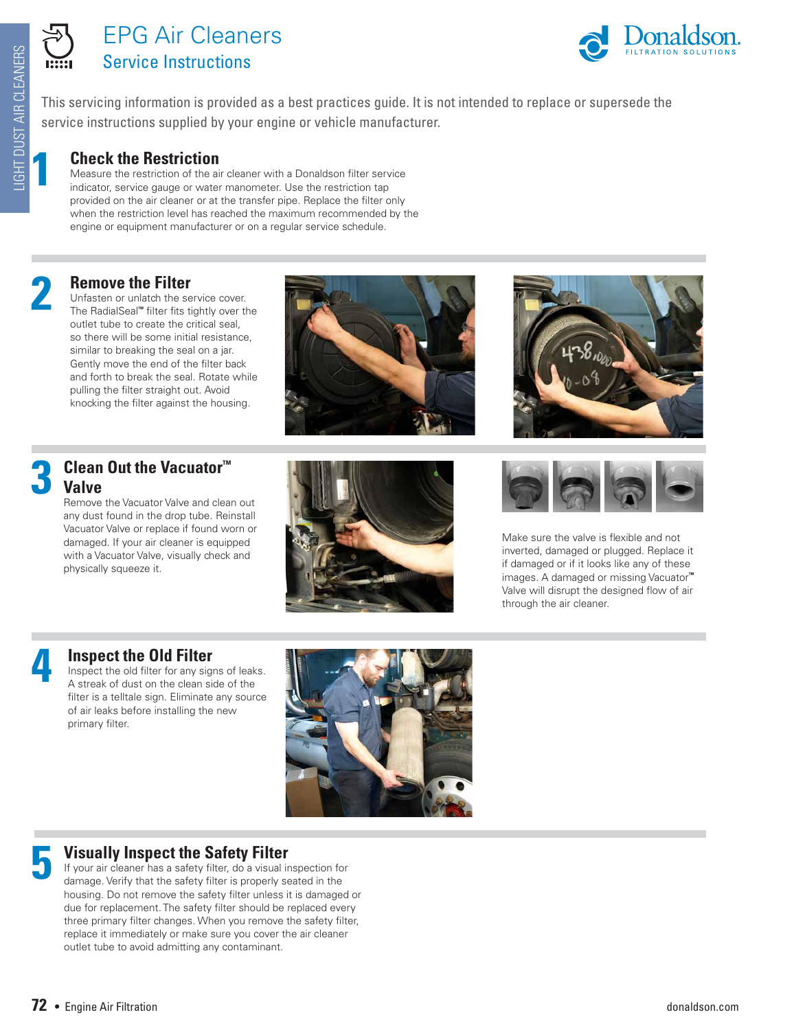# EPG Air Cleaners

## Service Instructions

This servicing information is provided as a best practices guide. It is not intended to replace or supersede the service instructions supplied by your engine or vehicle manufacturer.

### 1 Check the Restriction

Measure the restriction of the air cleaner with a Donaldson filter service indicator, service gauge or water manometer. Use the restriction tap provided on the air cleaner or at the transfer pipe. Replace the filter only when the restriction level has reached the maximum recommended by the engine or equipment manufacturer or on a regular service schedule.

### 2 Remove the Filter

Unfasten or unlatch the service cover. The RadialSeal™ filter fits tightly over the outlet tube to create the critical seal, so there will be some initial resistance, similar to breaking the seal on a jar. Gently move the end of the filter back and forth to break the seal. Rotate while pulling the filter straight out. Avoid knocking the filter against the housing.

### 3 Clean Out the Vacuator™ Valve

Remove the Vacuator Valve and clean out any dust found in the drop tube. Reinstall Vacuator Valve or replace if found worn or damaged. If your air cleaner is equipped with a Vacuator Valve, visually check and physically squeeze it.

Make sure the valve is flexible and not inverted, damaged or plugged. Replace it if damaged or if it looks like any of these images. A damaged or missing Vacuator™ Valve will disrupt the designed flow of air through the air cleaner.

### 4 Inspect the Old Filter

Inspect the old filter for any signs of leaks. A streak of dust on the clean side of the filter is a telltale sign. Eliminate any source of air leaks before installing the new primary filter.

### 5 Visually Inspect the Safety Filter

If your air cleaner has a safety filter, do a visual inspection for damage. Verify that the safety filter is properly seated in the housing. Do not remove the safety filter unless it is damaged or due for replacement. The safety filter should be replaced every three primary filter changes. When you remove the safety filter, replace it immediately or make sure you cover the air cleaner outlet tube to avoid admitting any contaminant.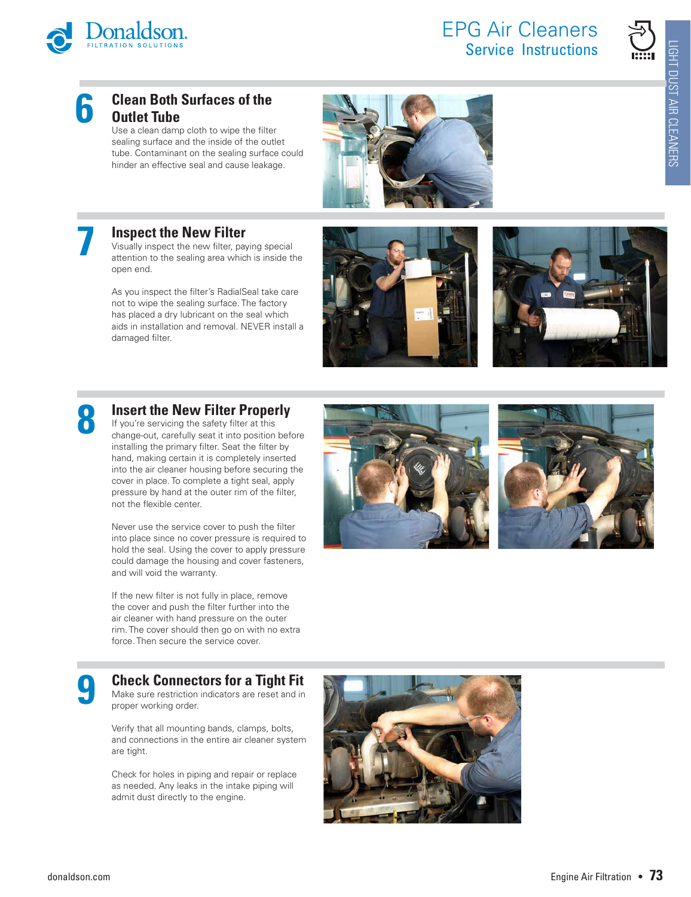## 6 Clean Both Surfaces of the Outlet Tube

Use a clean damp cloth to wipe the filter sealing surface and the inside of the outlet tube. Contaminant on the sealing surface could hinder an effective seal and cause leakage.

## 7 Inspect the New Filter

Visually inspect the new filter, paying special attention to the sealing area which is inside the open end.

As you inspect the filter's RadialSeal take care not to wipe the sealing surface. The factory has placed a dry lubricant on the seal which aids in installation and removal. NEVER install a damaged filter.

## 8 Insert the New Filter Properly

If you're servicing the safety filter at this change-out, carefully seat it into position before installing the primary filter. Seat the filter by hand, making certain it is completely inserted into the air cleaner housing before securing the cover in place. To complete a tight seal, apply pressure by hand at the outer rim of the filter, not the flexible center.

Never use the service cover to push the filter into place since no cover pressure is required to hold the seal. Using the cover to apply pressure could damage the housing and cover fasteners, and will void the warranty.

If the new filter is not fully in place, remove the cover and push the filter further into the air cleaner with hand pressure on the outer rim. The cover should then go on with no extra force. Then secure the service cover.

## 9 Check Connectors for a Tight Fit

Make sure restriction indicators are reset and in proper working order.

Verify that all mounting bands, clamps, bolts, and connections in the entire air cleaner system are tight.

Check for holes in piping and repair or replace as needed. Any leaks in the intake piping will admit dust directly to the engine.